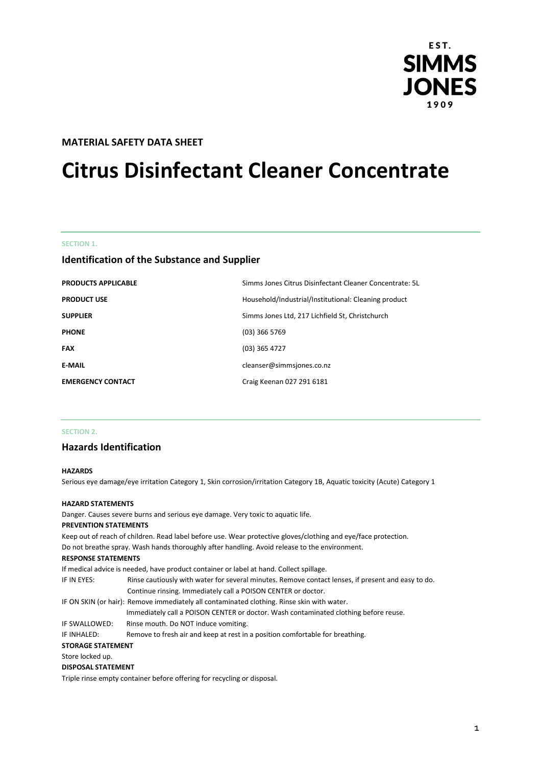EST.
SIMMS
JONES
1909

**MATERIAL SAFETY DATA SHEET**

# Citrus Disinfectant Cleaner Concentrate

SECTION 1.

## Identification of the Substance and Supplier

| | |
|---|---|
| **PRODUCTS APPLICABLE** | Simms Jones Citrus Disinfectant Cleaner Concentrate: 5L |
| **PRODUCT USE** | Household/Industrial/Institutional: Cleaning product |
| **SUPPLIER** | Simms Jones Ltd, 217 Lichfield St, Christchurch |
| **PHONE** | (03) 366 5769 |
| **FAX** | (03) 365 4727 |
| **E-MAIL** | cleanser@simmsjones.co.nz |
| **EMERGENCY CONTACT** | Craig Keenan 027 291 6181 |

SECTION 2.

## Hazards Identification

**HAZARDS**

Serious eye damage/eye irritation Category 1, Skin corrosion/irritation Category 1B, Aquatic toxicity (Acute) Category 1

**HAZARD STATEMENTS**

Danger. Causes severe burns and serious eye damage. Very toxic to aquatic life.

**PREVENTION STATEMENTS**

Keep out of reach of children. Read label before use. Wear protective gloves/clothing and eye/face protection.
Do not breathe spray. Wash hands thoroughly after handling. Avoid release to the environment.

**RESPONSE STATEMENTS**

If medical advice is needed, have product container or label at hand. Collect spillage.

IF IN EYES: Rinse cautiously with water for several minutes. Remove contact lenses, if present and easy to do. Continue rinsing. Immediately call a POISON CENTER or doctor.

IF ON SKIN (or hair): Remove immediately all contaminated clothing. Rinse skin with water. Immediately call a POISON CENTER or doctor. Wash contaminated clothing before reuse.

IF SWALLOWED: Rinse mouth. Do NOT induce vomiting.

IF INHALED: Remove to fresh air and keep at rest in a position comfortable for breathing.

**STORAGE STATEMENT**

Store locked up.

**DISPOSAL STATEMENT**

Triple rinse empty container before offering for recycling or disposal.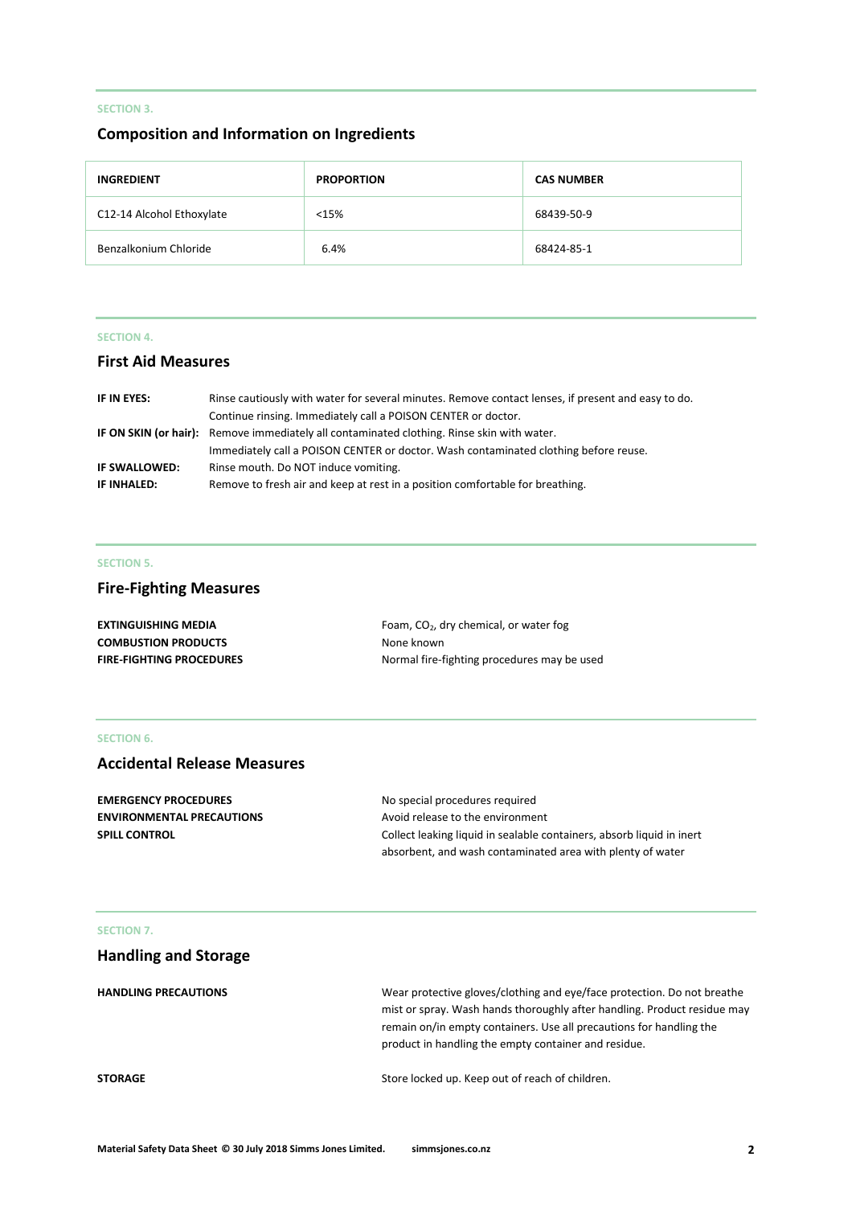SECTION 3.

## Composition and Information on Ingredients

| INGREDIENT | PROPORTION | CAS NUMBER |
|---|---|---|
| C12-14 Alcohol Ethoxylate | <15% | 68439-50-9 |
| Benzalkonium Chloride | 6.4% | 68424-85-1 |

SECTION 4.

## First Aid Measures

**IF IN EYES:** Rinse cautiously with water for several minutes. Remove contact lenses, if present and easy to do. Continue rinsing. Immediately call a POISON CENTER or doctor.

**IF ON SKIN (or hair):** Remove immediately all contaminated clothing. Rinse skin with water. Immediately call a POISON CENTER or doctor. Wash contaminated clothing before reuse.

**IF SWALLOWED:** Rinse mouth. Do NOT induce vomiting.

**IF INHALED:** Remove to fresh air and keep at rest in a position comfortable for breathing.

SECTION 5.

## Fire-Fighting Measures

**EXTINGUISHING MEDIA** Foam, $CO_2$, dry chemical, or water fog

**COMBUSTION PRODUCTS** None known

**FIRE-FIGHTING PROCEDURES** Normal fire-fighting procedures may be used

SECTION 6.

## Accidental Release Measures

**EMERGENCY PROCEDURES** No special procedures required

**ENVIRONMENTAL PRECAUTIONS** Avoid release to the environment

**SPILL CONTROL** Collect leaking liquid in sealable containers, absorb liquid in inert absorbent, and wash contaminated area with plenty of water

SECTION 7.

## Handling and Storage

**HANDLING PRECAUTIONS** Wear protective gloves/clothing and eye/face protection. Do not breathe mist or spray. Wash hands thoroughly after handling. Product residue may remain on/in empty containers. Use all precautions for handling the product in handling the empty container and residue.

**STORAGE** Store locked up. Keep out of reach of children.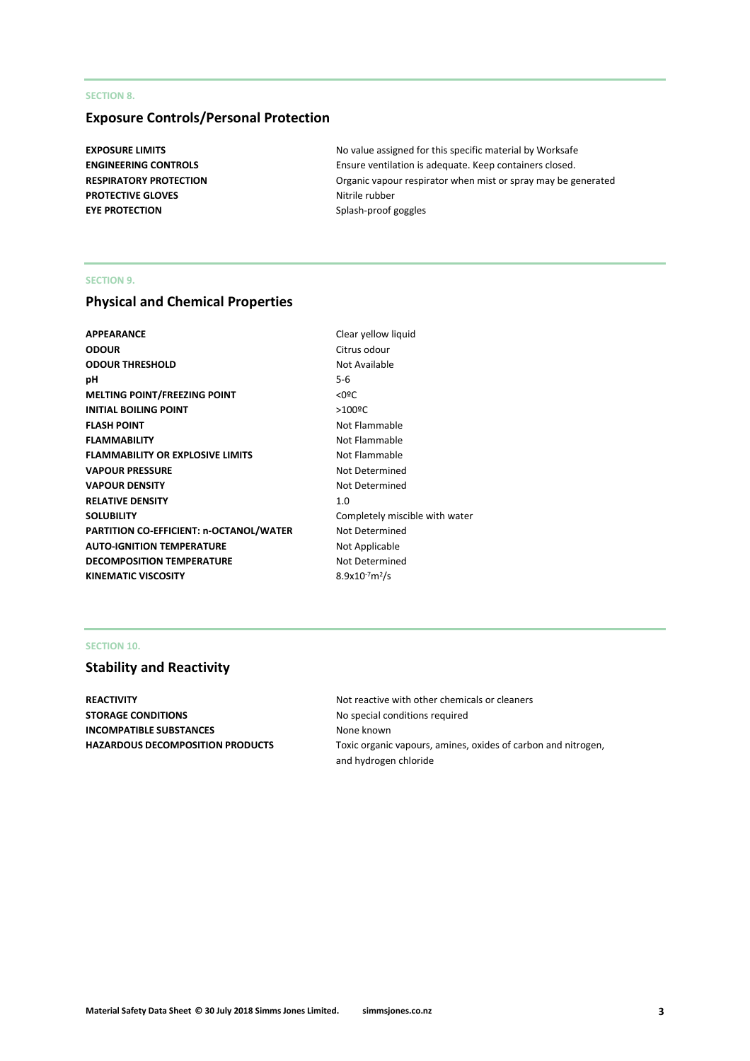SECTION 8.

## Exposure Controls/Personal Protection

| | |
|---|---|
| **EXPOSURE LIMITS** | No value assigned for this specific material by Worksafe |
| **ENGINEERING CONTROLS** | Ensure ventilation is adequate. Keep containers closed. |
| **RESPIRATORY PROTECTION** | Organic vapour respirator when mist or spray may be generated |
| **PROTECTIVE GLOVES** | Nitrile rubber |
| **EYE PROTECTION** | Splash-proof goggles |

SECTION 9.

## Physical and Chemical Properties

| | |
|---|---|
| **APPEARANCE** | Clear yellow liquid |
| **ODOUR** | Citrus odour |
| **ODOUR THRESHOLD** | Not Available |
| **pH** | 5-6 |
| **MELTING POINT/FREEZING POINT** | <0ºC |
| **INITIAL BOILING POINT** | >100ºC |
| **FLASH POINT** | Not Flammable |
| **FLAMMABILITY** | Not Flammable |
| **FLAMMABILITY OR EXPLOSIVE LIMITS** | Not Flammable |
| **VAPOUR PRESSURE** | Not Determined |
| **VAPOUR DENSITY** | Not Determined |
| **RELATIVE DENSITY** | 1.0 |
| **SOLUBILITY** | Completely miscible with water |
| **PARTITION CO-EFFICIENT: n-OCTANOL/WATER** | Not Determined |
| **AUTO-IGNITION TEMPERATURE** | Not Applicable |
| **DECOMPOSITION TEMPERATURE** | Not Determined |
| **KINEMATIC VISCOSITY** | $8.9x10^{-7}m^2/s$ |

SECTION 10.

## Stability and Reactivity

| | |
|---|---|
| **REACTIVITY** | Not reactive with other chemicals or cleaners |
| **STORAGE CONDITIONS** | No special conditions required |
| **INCOMPATIBLE SUBSTANCES** | None known |
| **HAZARDOUS DECOMPOSITION PRODUCTS** | Toxic organic vapours, amines, oxides of carbon and nitrogen, and hydrogen chloride |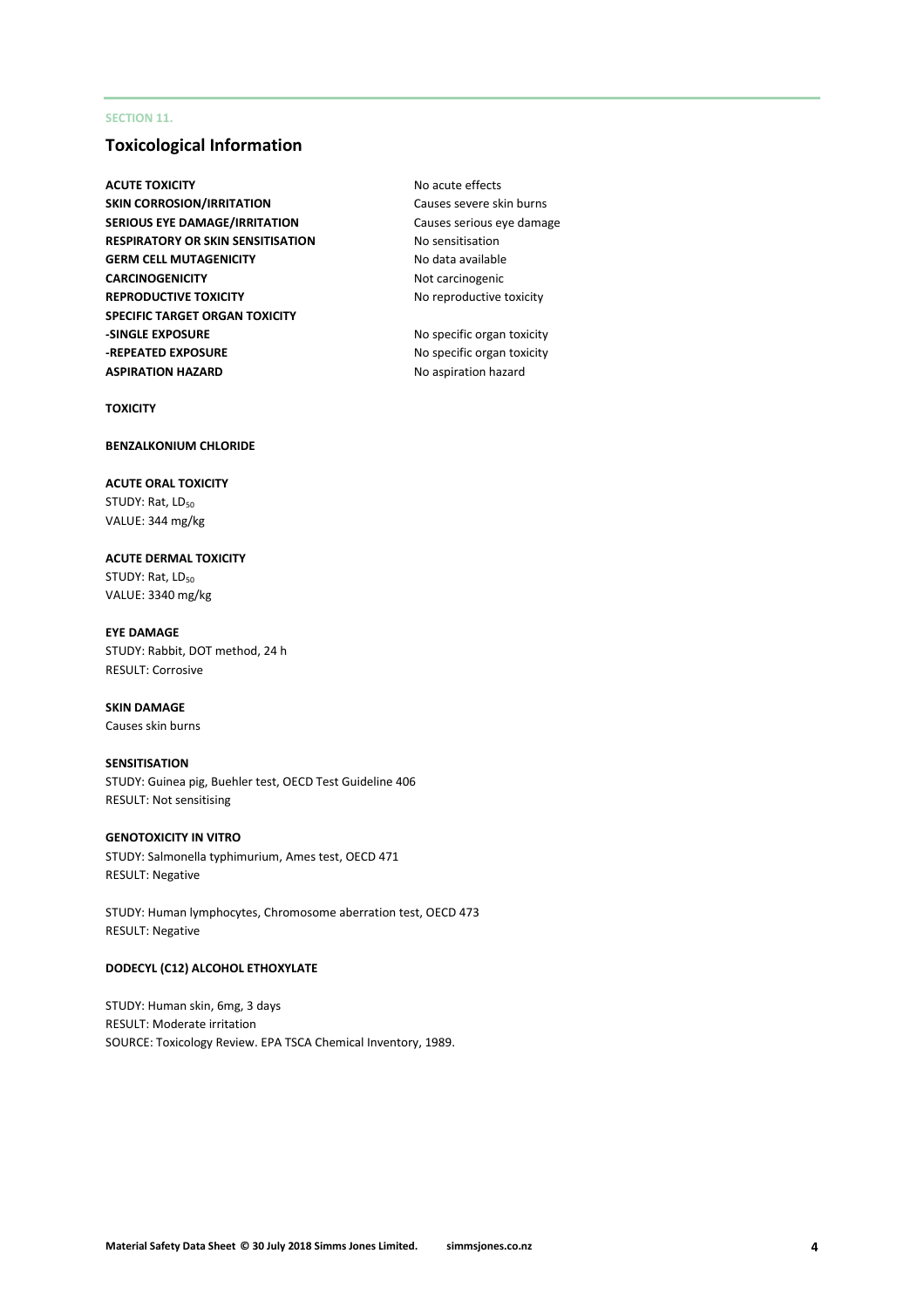SECTION 11.

## Toxicological Information

| | |
|---|---|
| **ACUTE TOXICITY** | No acute effects |
| **SKIN CORROSION/IRRITATION** | Causes severe skin burns |
| **SERIOUS EYE DAMAGE/IRRITATION** | Causes serious eye damage |
| **RESPIRATORY OR SKIN SENSITISATION** | No sensitisation |
| **GERM CELL MUTAGENICITY** | No data available |
| **CARCINOGENICITY** | Not carcinogenic |
| **REPRODUCTIVE TOXICITY** | No reproductive toxicity |
| **SPECIFIC TARGET ORGAN TOXICITY** | |
| **-SINGLE EXPOSURE** | No specific organ toxicity |
| **-REPEATED EXPOSURE** | No specific organ toxicity |
| **ASPIRATION HAZARD** | No aspiration hazard |

**TOXICITY**

**BENZALKONIUM CHLORIDE**

**ACUTE ORAL TOXICITY**
STUDY: Rat, $LD_{50}$
VALUE: 344 mg/kg

**ACUTE DERMAL TOXICITY**
STUDY: Rat, $LD_{50}$
VALUE: 3340 mg/kg

**EYE DAMAGE**
STUDY: Rabbit, DOT method, 24 h
RESULT: Corrosive

**SKIN DAMAGE**
Causes skin burns

**SENSITISATION**
STUDY: Guinea pig, Buehler test, OECD Test Guideline 406
RESULT: Not sensitising

**GENOTOXICITY IN VITRO**
STUDY: Salmonella typhimurium, Ames test, OECD 471
RESULT: Negative

STUDY: Human lymphocytes, Chromosome aberration test, OECD 473
RESULT: Negative

**DODECYL (C12) ALCOHOL ETHOXYLATE**

STUDY: Human skin, 6mg, 3 days
RESULT: Moderate irritation
SOURCE: Toxicology Review. EPA TSCA Chemical Inventory, 1989.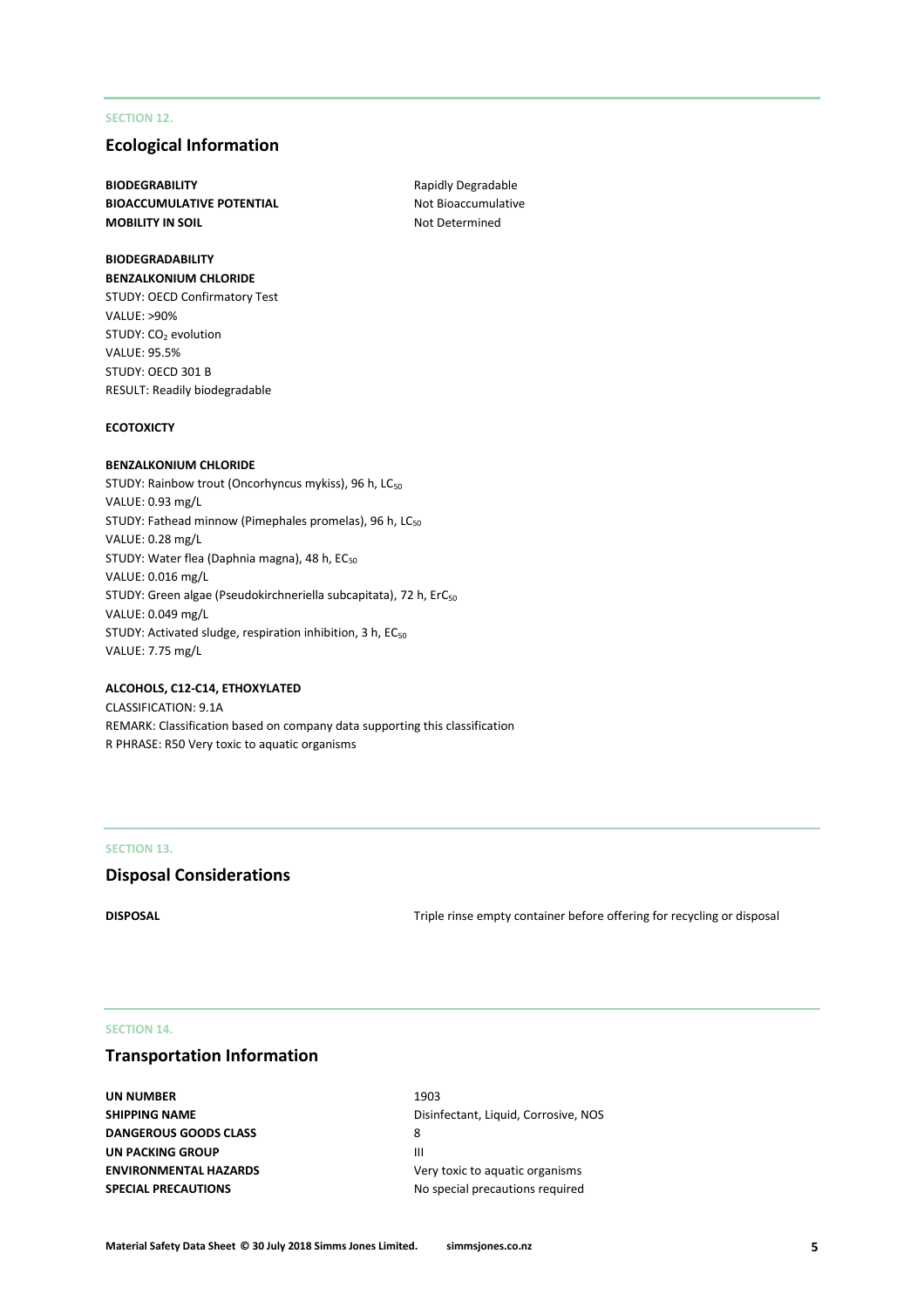SECTION 12.

## Ecological Information

| | |
|---|---|
| **BIODEGRABILITY** | Rapidly Degradable |
| **BIOACCUMULATIVE POTENTIAL** | Not Bioaccumulative |
| **MOBILITY IN SOIL** | Not Determined |

**BIODEGRADABILITY**

**BENZALKONIUM CHLORIDE**

STUDY: OECD Confirmatory Test
VALUE: >90%
STUDY: $CO_2$ evolution
VALUE: 95.5%
STUDY: OECD 301 B
RESULT: Readily biodegradable

**ECOTOXICTY**

**BENZALKONIUM CHLORIDE**

STUDY: Rainbow trout (Oncorhyncus mykiss), 96 h, $LC_{50}$
VALUE: 0.93 mg/L
STUDY: Fathead minnow (Pimephales promelas), 96 h, $LC_{50}$
VALUE: 0.28 mg/L
STUDY: Water flea (Daphnia magna), 48 h, $EC_{50}$
VALUE: 0.016 mg/L
STUDY: Green algae (Pseudokirchneriella subcapitata), 72 h, $ErC_{50}$
VALUE: 0.049 mg/L
STUDY: Activated sludge, respiration inhibition, 3 h, $EC_{50}$
VALUE: 7.75 mg/L

**ALCOHOLS, C12-C14, ETHOXYLATED**

CLASSIFICATION: 9.1A
REMARK: Classification based on company data supporting this classification
R PHRASE: R50 Very toxic to aquatic organisms

SECTION 13.

## Disposal Considerations

| | |
|---|---|
| **DISPOSAL** | Triple rinse empty container before offering for recycling or disposal |

SECTION 14.

## Transportation Information

| | |
|---|---|
| **UN NUMBER** | 1903 |
| **SHIPPING NAME** | Disinfectant, Liquid, Corrosive, NOS |
| **DANGEROUS GOODS CLASS** | 8 |
| **UN PACKING GROUP** | III |
| **ENVIRONMENTAL HAZARDS** | Very toxic to aquatic organisms |
| **SPECIAL PRECAUTIONS** | No special precautions required |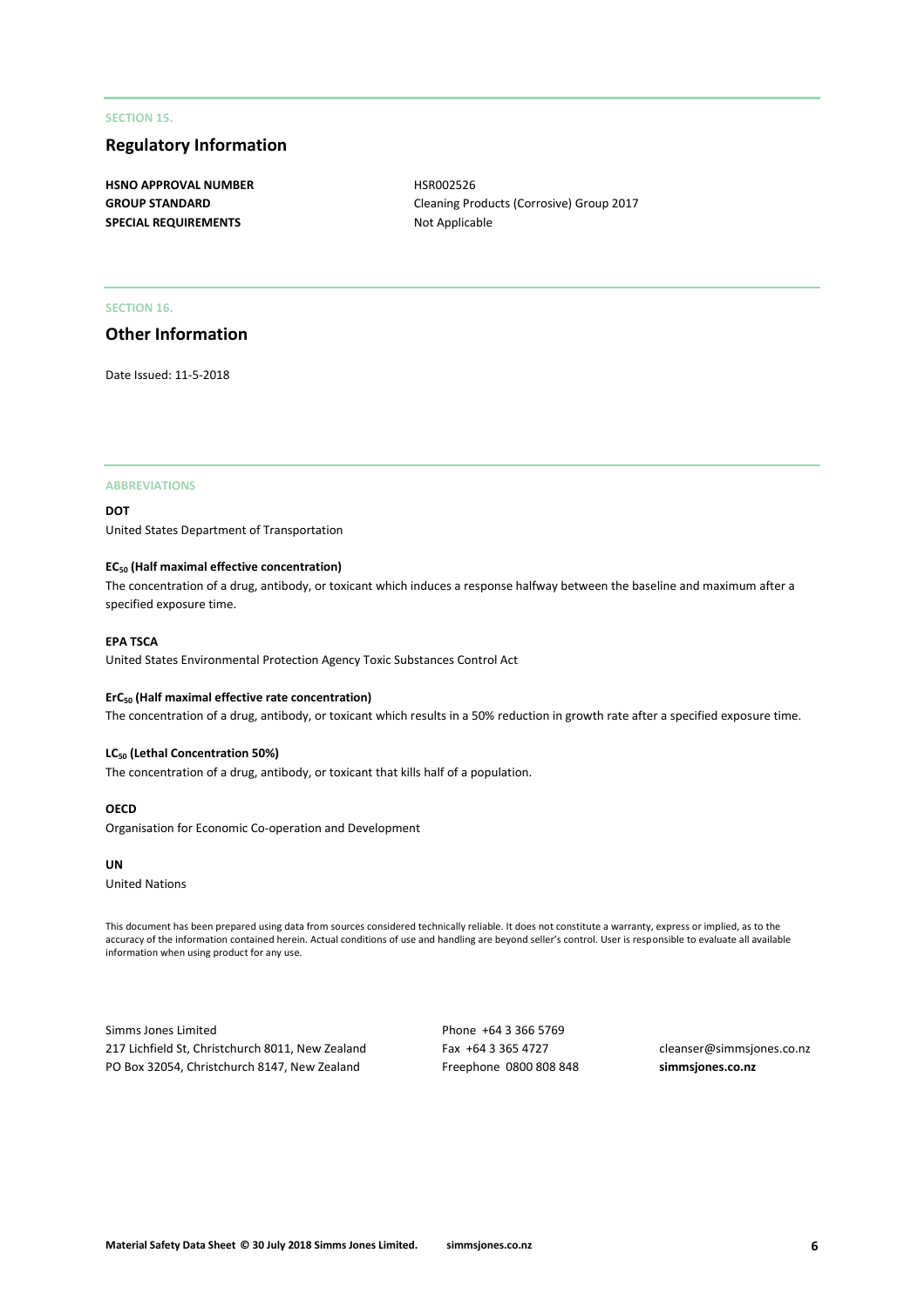SECTION 15.

## Regulatory Information

| | |
|---|---|
| **HSNO APPROVAL NUMBER** | HSR002526 |
| **GROUP STANDARD** | Cleaning Products (Corrosive) Group 2017 |
| **SPECIAL REQUIREMENTS** | Not Applicable |

SECTION 16.

## Other Information

Date Issued: 11-5-2018

### ABBREVIATIONS

**DOT**
United States Department of Transportation

**$EC_{50}$ (Half maximal effective concentration)**
The concentration of a drug, antibody, or toxicant which induces a response halfway between the baseline and maximum after a specified exposure time.

**EPA TSCA**
United States Environmental Protection Agency Toxic Substances Control Act

**$ErC_{50}$ (Half maximal effective rate concentration)**
The concentration of a drug, antibody, or toxicant which results in a 50% reduction in growth rate after a specified exposure time.

**$LC_{50}$ (Lethal Concentration 50%)**
The concentration of a drug, antibody, or toxicant that kills half of a population.

**OECD**
Organisation for Economic Co-operation and Development

**UN**
United Nations

This document has been prepared using data from sources considered technically reliable. It does not constitute a warranty, express or implied, as to the accuracy of the information contained herein. Actual conditions of use and handling are beyond seller's control. User is responsible to evaluate all available information when using product for any use.

Simms Jones Limited
217 Lichfield St, Christchurch 8011, New Zealand
PO Box 32054, Christchurch 8147, New Zealand

Phone +64 3 366 5769
Fax +64 3 365 4727
Freephone 0800 808 848

cleanser@simmsjones.co.nz
**simmsjones.co.nz**